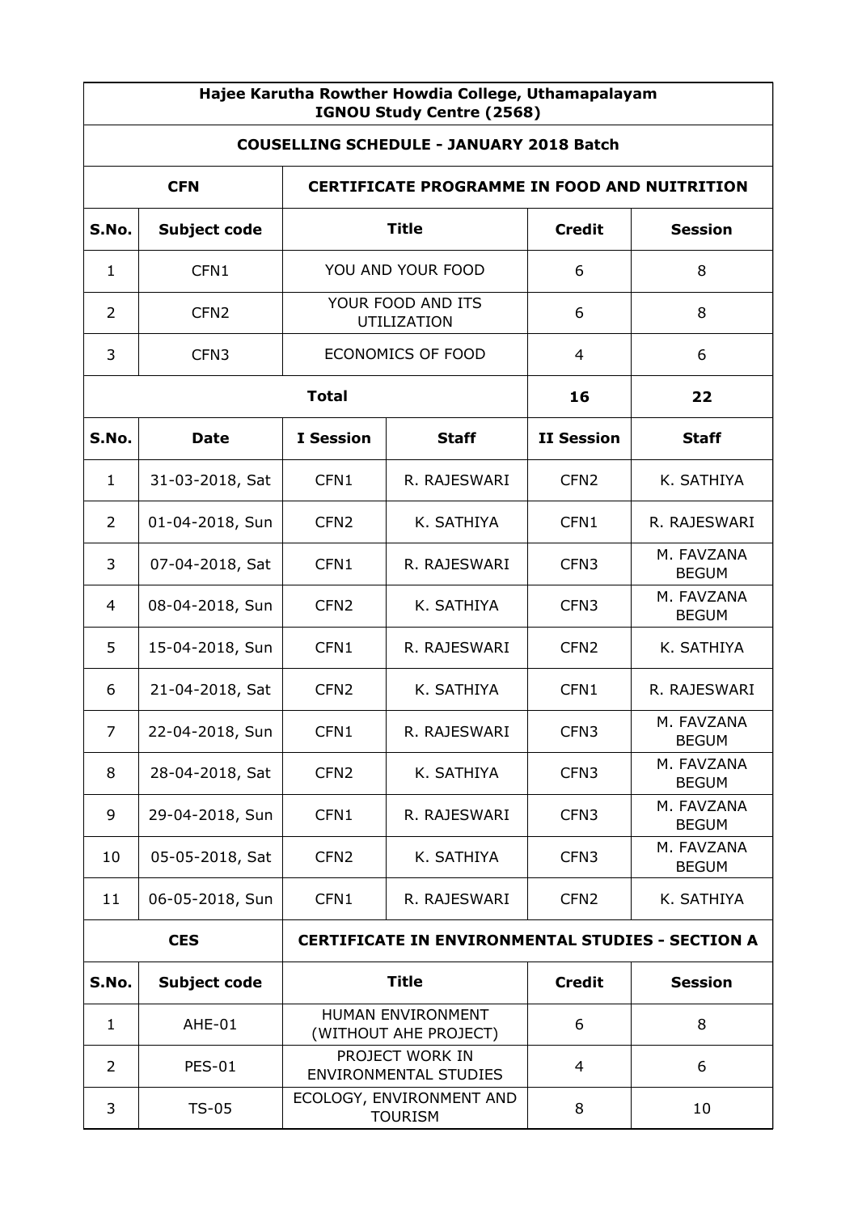**Hajee Karutha Rowther Howdia College, Uthamapalayam**
**IGNOU Study Centre (2568)**

**COUSELLING SCHEDULE - JANUARY 2018 Batch**

| CFN | CERTIFICATE PROGRAMME IN FOOD AND NUITRITION | | | |
|---|---|---|---|---|
| **S.No.** | **Subject code** | **Title** | **Credit** | **Session** |
| 1 | CFN1 | YOU AND YOUR FOOD | 6 | 8 |
| 2 | CFN2 | YOUR FOOD AND ITS UTILIZATION | 6 | 8 |
| 3 | CFN3 | ECONOMICS OF FOOD | 4 | 6 |
| | | **Total** | **16** | **22** |

| S.No. | Date | I Session | Staff | II Session | Staff |
|---|---|---|---|---|---|
| 1 | 31-03-2018, Sat | CFN1 | R. RAJESWARI | CFN2 | K. SATHIYA |
| 2 | 01-04-2018, Sun | CFN2 | K. SATHIYA | CFN1 | R. RAJESWARI |
| 3 | 07-04-2018, Sat | CFN1 | R. RAJESWARI | CFN3 | M. FAVZANA BEGUM |
| 4 | 08-04-2018, Sun | CFN2 | K. SATHIYA | CFN3 | M. FAVZANA BEGUM |
| 5 | 15-04-2018, Sun | CFN1 | R. RAJESWARI | CFN2 | K. SATHIYA |
| 6 | 21-04-2018, Sat | CFN2 | K. SATHIYA | CFN1 | R. RAJESWARI |
| 7 | 22-04-2018, Sun | CFN1 | R. RAJESWARI | CFN3 | M. FAVZANA BEGUM |
| 8 | 28-04-2018, Sat | CFN2 | K. SATHIYA | CFN3 | M. FAVZANA BEGUM |
| 9 | 29-04-2018, Sun | CFN1 | R. RAJESWARI | CFN3 | M. FAVZANA BEGUM |
| 10 | 05-05-2018, Sat | CFN2 | K. SATHIYA | CFN3 | M. FAVZANA BEGUM |
| 11 | 06-05-2018, Sun | CFN1 | R. RAJESWARI | CFN2 | K. SATHIYA |

| CES | CERTIFICATE IN ENVIRONMENTAL STUDIES - SECTION A | | | |
|---|---|---|---|---|
| **S.No.** | **Subject code** | **Title** | **Credit** | **Session** |
| 1 | AHE-01 | HUMAN ENVIRONMENT (WITHOUT AHE PROJECT) | 6 | 8 |
| 2 | PES-01 | PROJECT WORK IN ENVIRONMENTAL STUDIES | 4 | 6 |
| 3 | TS-05 | ECOLOGY, ENVIRONMENT AND TOURISM | 8 | 10 |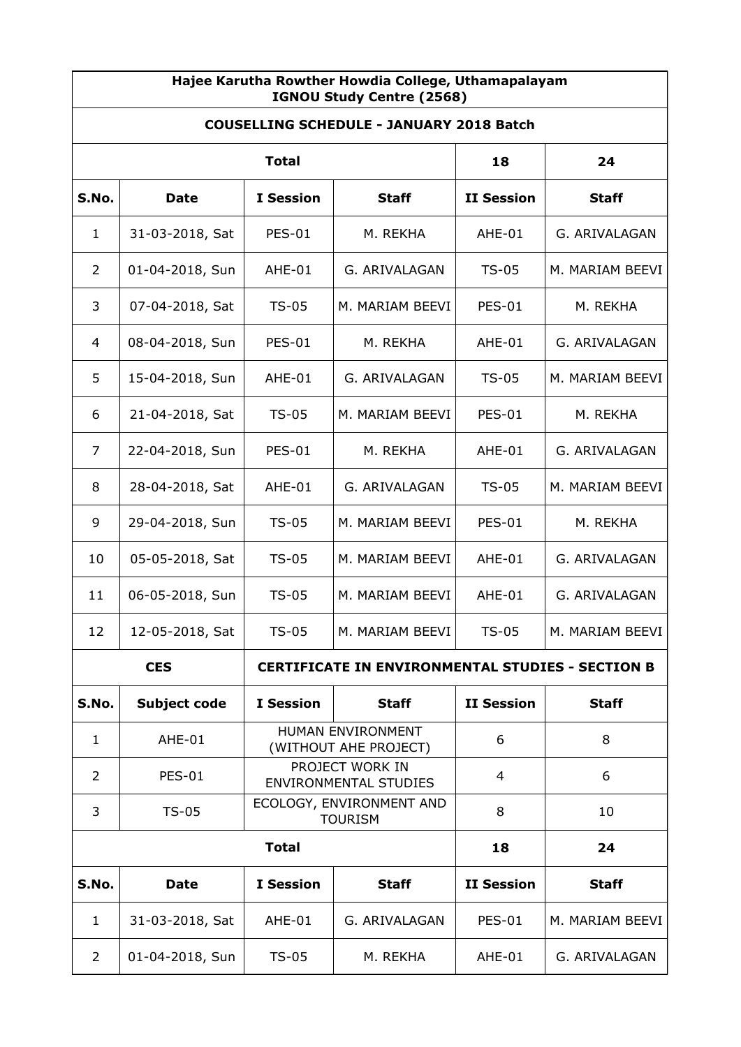| Hajee Karutha Rowther Howdia College, Uthamapalayam IGNOU Study Centre (2568) | | | | | |
|---|---|---|---|---|---|
| **COUSELLING SCHEDULE - JANUARY 2018 Batch** | | | | | |
| **Total** | | | | **18** | **24** |
| **S.No.** | **Date** | **I Session** | **Staff** | **II Session** | **Staff** |
| 1 | 31-03-2018, Sat | PES-01 | M. REKHA | AHE-01 | G. ARIVALAGAN |
| 2 | 01-04-2018, Sun | AHE-01 | G. ARIVALAGAN | TS-05 | M. MARIAM BEEVI |
| 3 | 07-04-2018, Sat | TS-05 | M. MARIAM BEEVI | PES-01 | M. REKHA |
| 4 | 08-04-2018, Sun | PES-01 | M. REKHA | AHE-01 | G. ARIVALAGAN |
| 5 | 15-04-2018, Sun | AHE-01 | G. ARIVALAGAN | TS-05 | M. MARIAM BEEVI |
| 6 | 21-04-2018, Sat | TS-05 | M. MARIAM BEEVI | PES-01 | M. REKHA |
| 7 | 22-04-2018, Sun | PES-01 | M. REKHA | AHE-01 | G. ARIVALAGAN |
| 8 | 28-04-2018, Sat | AHE-01 | G. ARIVALAGAN | TS-05 | M. MARIAM BEEVI |
| 9 | 29-04-2018, Sun | TS-05 | M. MARIAM BEEVI | PES-01 | M. REKHA |
| 10 | 05-05-2018, Sat | TS-05 | M. MARIAM BEEVI | AHE-01 | G. ARIVALAGAN |
| 11 | 06-05-2018, Sun | TS-05 | M. MARIAM BEEVI | AHE-01 | G. ARIVALAGAN |
| 12 | 12-05-2018, Sat | TS-05 | M. MARIAM BEEVI | TS-05 | M. MARIAM BEEVI |

| **CES** | | **CERTIFICATE IN ENVIRONMENTAL STUDIES - SECTION B** | | | |
|---|---|---|---|---|---|
| **S.No.** | **Subject code** | **I Session** | **Staff** | **II Session** | **Staff** |
| 1 | AHE-01 | HUMAN ENVIRONMENT (WITHOUT AHE PROJECT) | | 6 | 8 |
| 2 | PES-01 | PROJECT WORK IN ENVIRONMENTAL STUDIES | | 4 | 6 |
| 3 | TS-05 | ECOLOGY, ENVIRONMENT AND TOURISM | | 8 | 10 |
| **Total** | | | | **18** | **24** |
| **S.No.** | **Date** | **I Session** | **Staff** | **II Session** | **Staff** |
| 1 | 31-03-2018, Sat | AHE-01 | G. ARIVALAGAN | PES-01 | M. MARIAM BEEVI |
| 2 | 01-04-2018, Sun | TS-05 | M. REKHA | AHE-01 | G. ARIVALAGAN |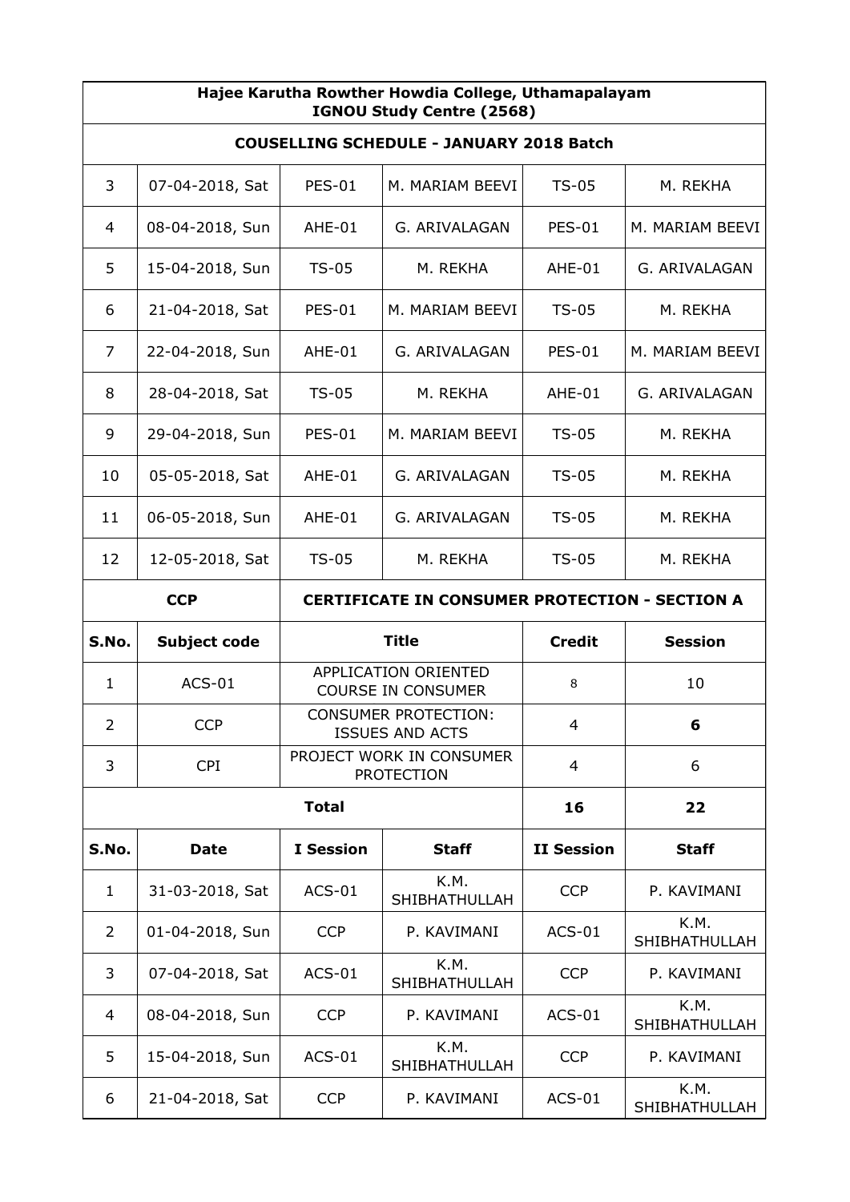**Hajee Karutha Rowther Howdia College, Uthamapalayam**
**IGNOU Study Centre (2568)**

**COUSELLING SCHEDULE - JANUARY 2018 Batch**

| | | | | | |
|---|---|---|---|---|---|
| 3 | 07-04-2018, Sat | PES-01 | M. MARIAM BEEVI | TS-05 | M. REKHA |
| 4 | 08-04-2018, Sun | AHE-01 | G. ARIVALAGAN | PES-01 | M. MARIAM BEEVI |
| 5 | 15-04-2018, Sun | TS-05 | M. REKHA | AHE-01 | G. ARIVALAGAN |
| 6 | 21-04-2018, Sat | PES-01 | M. MARIAM BEEVI | TS-05 | M. REKHA |
| 7 | 22-04-2018, Sun | AHE-01 | G. ARIVALAGAN | PES-01 | M. MARIAM BEEVI |
| 8 | 28-04-2018, Sat | TS-05 | M. REKHA | AHE-01 | G. ARIVALAGAN |
| 9 | 29-04-2018, Sun | PES-01 | M. MARIAM BEEVI | TS-05 | M. REKHA |
| 10 | 05-05-2018, Sat | AHE-01 | G. ARIVALAGAN | TS-05 | M. REKHA |
| 11 | 06-05-2018, Sun | AHE-01 | G. ARIVALAGAN | TS-05 | M. REKHA |
| 12 | 12-05-2018, Sat | TS-05 | M. REKHA | TS-05 | M. REKHA |

**CCP** — **CERTIFICATE IN CONSUMER PROTECTION - SECTION A**

| S.No. | Subject code | Title | Credit | Session |
|---|---|---|---|---|
| 1 | ACS-01 | APPLICATION ORIENTED COURSE IN CONSUMER | 8 | 10 |
| 2 | CCP | CONSUMER PROTECTION: ISSUES AND ACTS | 4 | **6** |
| 3 | CPI | PROJECT WORK IN CONSUMER PROTECTION | 4 | 6 |
| | | **Total** | **16** | **22** |

| S.No. | Date | I Session | Staff | II Session | Staff |
|---|---|---|---|---|---|
| 1 | 31-03-2018, Sat | ACS-01 | K.M. SHIBHATHULLAH | CCP | P. KAVIMANI |
| 2 | 01-04-2018, Sun | CCP | P. KAVIMANI | ACS-01 | K.M. SHIBHATHULLAH |
| 3 | 07-04-2018, Sat | ACS-01 | K.M. SHIBHATHULLAH | CCP | P. KAVIMANI |
| 4 | 08-04-2018, Sun | CCP | P. KAVIMANI | ACS-01 | K.M. SHIBHATHULLAH |
| 5 | 15-04-2018, Sun | ACS-01 | K.M. SHIBHATHULLAH | CCP | P. KAVIMANI |
| 6 | 21-04-2018, Sat | CCP | P. KAVIMANI | ACS-01 | K.M. SHIBHATHULLAH |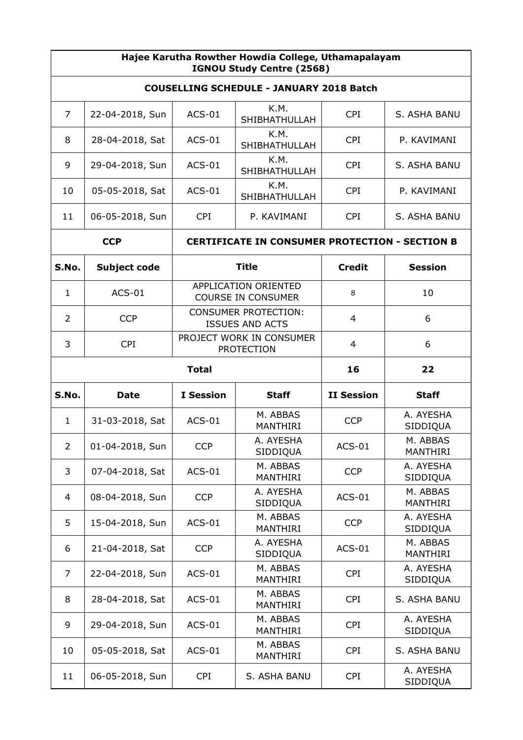| Hajee Karutha Rowther Howdia College, Uthamapalayam<br>IGNOU Study Centre (2568) | | | | | |
|---|---|---|---|---|---|
| **COUSELLING SCHEDULE - JANUARY 2018 Batch** | | | | | |
| 7 | 22-04-2018, Sun | ACS-01 | K.M. SHIBHATHULLAH | CPI | S. ASHA BANU |
| 8 | 28-04-2018, Sat | ACS-01 | K.M. SHIBHATHULLAH | CPI | P. KAVIMANI |
| 9 | 29-04-2018, Sun | ACS-01 | K.M. SHIBHATHULLAH | CPI | S. ASHA BANU |
| 10 | 05-05-2018, Sat | ACS-01 | K.M. SHIBHATHULLAH | CPI | P. KAVIMANI |
| 11 | 06-05-2018, Sun | CPI | P. KAVIMANI | CPI | S. ASHA BANU |

| **CCP** | | **CERTIFICATE IN CONSUMER PROTECTION - SECTION B** | |
|---|---|---|---|
| **S.No.** | **Subject code** | **Title** | **Credit** | **Session** |
| 1 | ACS-01 | APPLICATION ORIENTED COURSE IN CONSUMER | 8 | 10 |
| 2 | CCP | CONSUMER PROTECTION: ISSUES AND ACTS | 4 | 6 |
| 3 | CPI | PROJECT WORK IN CONSUMER PROTECTION | 4 | 6 |
| **Total** | | | **16** | **22** |

| **S.No.** | **Date** | **I Session** | **Staff** | **II Session** | **Staff** |
|---|---|---|---|---|---|
| 1 | 31-03-2018, Sat | ACS-01 | M. ABBAS MANTHIRI | CCP | A. AYESHA SIDDIQUA |
| 2 | 01-04-2018, Sun | CCP | A. AYESHA SIDDIQUA | ACS-01 | M. ABBAS MANTHIRI |
| 3 | 07-04-2018, Sat | ACS-01 | M. ABBAS MANTHIRI | CCP | A. AYESHA SIDDIQUA |
| 4 | 08-04-2018, Sun | CCP | A. AYESHA SIDDIQUA | ACS-01 | M. ABBAS MANTHIRI |
| 5 | 15-04-2018, Sun | ACS-01 | M. ABBAS MANTHIRI | CCP | A. AYESHA SIDDIQUA |
| 6 | 21-04-2018, Sat | CCP | A. AYESHA SIDDIQUA | ACS-01 | M. ABBAS MANTHIRI |
| 7 | 22-04-2018, Sun | ACS-01 | M. ABBAS MANTHIRI | CPI | A. AYESHA SIDDIQUA |
| 8 | 28-04-2018, Sat | ACS-01 | M. ABBAS MANTHIRI | CPI | S. ASHA BANU |
| 9 | 29-04-2018, Sun | ACS-01 | M. ABBAS MANTHIRI | CPI | A. AYESHA SIDDIQUA |
| 10 | 05-05-2018, Sat | ACS-01 | M. ABBAS MANTHIRI | CPI | S. ASHA BANU |
| 11 | 06-05-2018, Sun | CPI | S. ASHA BANU | CPI | A. AYESHA SIDDIQUA |